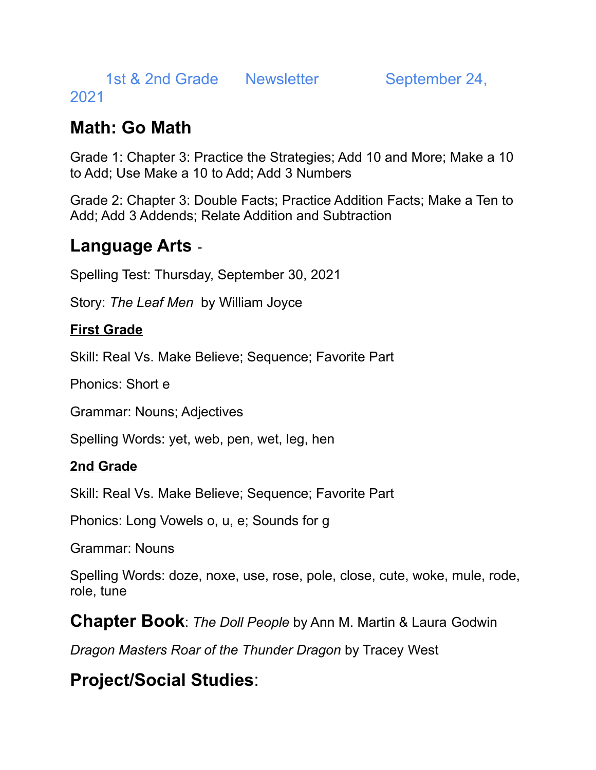1st & 2nd Grade Newsletter September 24, 2021

## Math: Go Math

Grade 1: Chapter 3: Practice the Strategies; Add 10 and More; Make a 10 to Add; Use Make a 10 to Add; Add 3 Numbers

Grade 2: Chapter 3: Double Facts; Practice Addition Facts; Make a Ten to Add; Add 3 Addends; Relate Addition and Subtraction

## Language Arts -

Spelling Test: Thursday, September 30, 2021

Story: *The Leaf Men* by William Joyce

**First Grade**

Skill: Real Vs. Make Believe; Sequence; Favorite Part

Phonics: Short e

Grammar: Nouns; Adjectives

Spelling Words: yet, web, pen, wet, leg, hen

**2nd Grade**

Skill: Real Vs. Make Believe; Sequence; Favorite Part

Phonics: Long Vowels o, u, e; Sounds for g

Grammar: Nouns

Spelling Words: doze, noxe, use, rose, pole, close, cute, woke, mule, rode, role, tune

## Chapter Book: *The Doll People* by Ann M. Martin & Laura Godwin

*Dragon Masters Roar of the Thunder Dragon* by Tracey West

## Project/Social Studies: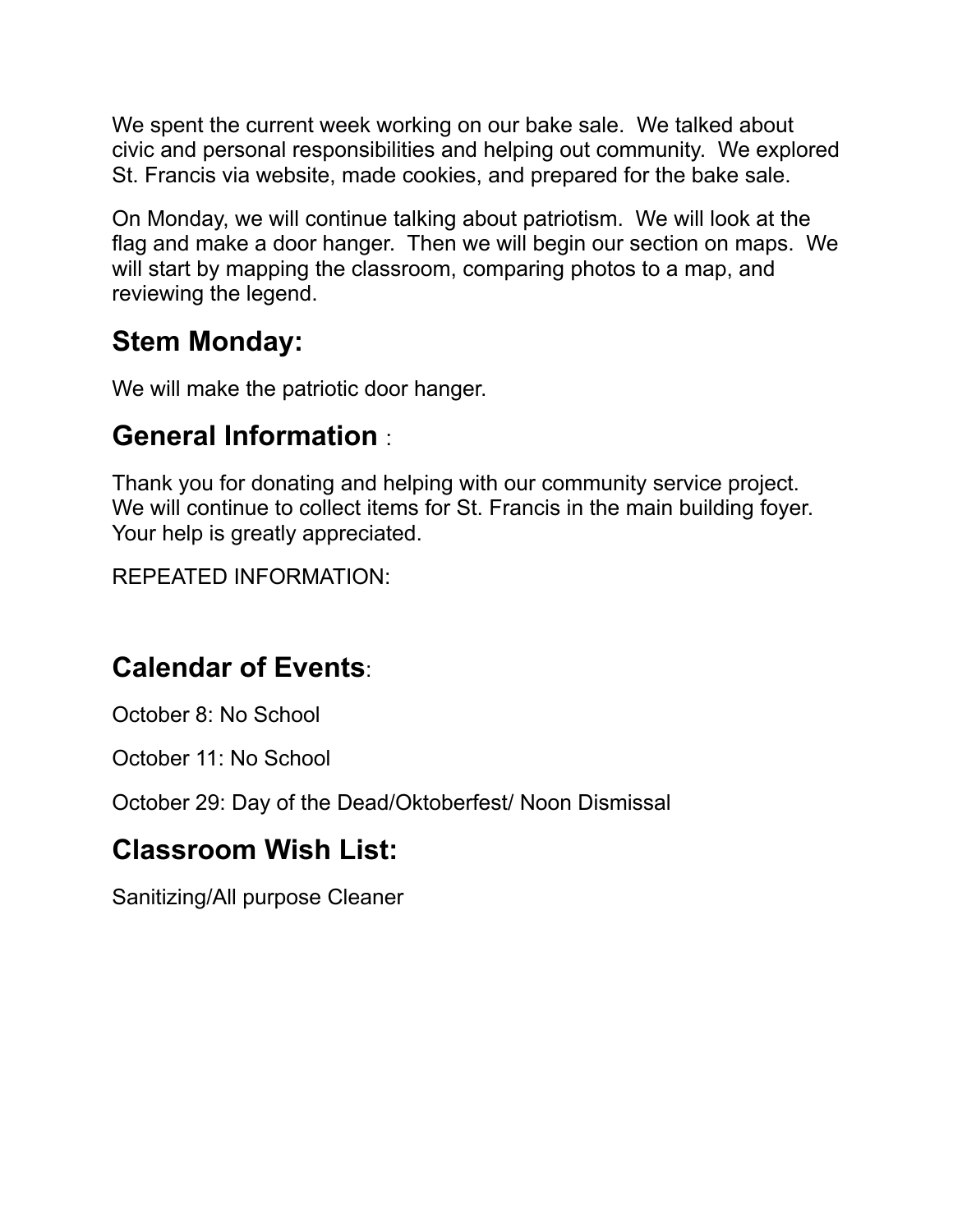We spent the current week working on our bake sale. We talked about civic and personal responsibilities and helping out community. We explored St. Francis via website, made cookies, and prepared for the bake sale.

On Monday, we will continue talking about patriotism. We will look at the flag and make a door hanger. Then we will begin our section on maps. We will start by mapping the classroom, comparing photos to a map, and reviewing the legend.

## Stem Monday:

We will make the patriotic door hanger.

## General Information :

Thank you for donating and helping with our community service project. We will continue to collect items for St. Francis in the main building foyer. Your help is greatly appreciated.

REPEATED INFORMATION:

## Calendar of Events:

October 8: No School

October 11: No School

October 29: Day of the Dead/Oktoberfest/ Noon Dismissal

## Classroom Wish List:

Sanitizing/All purpose Cleaner